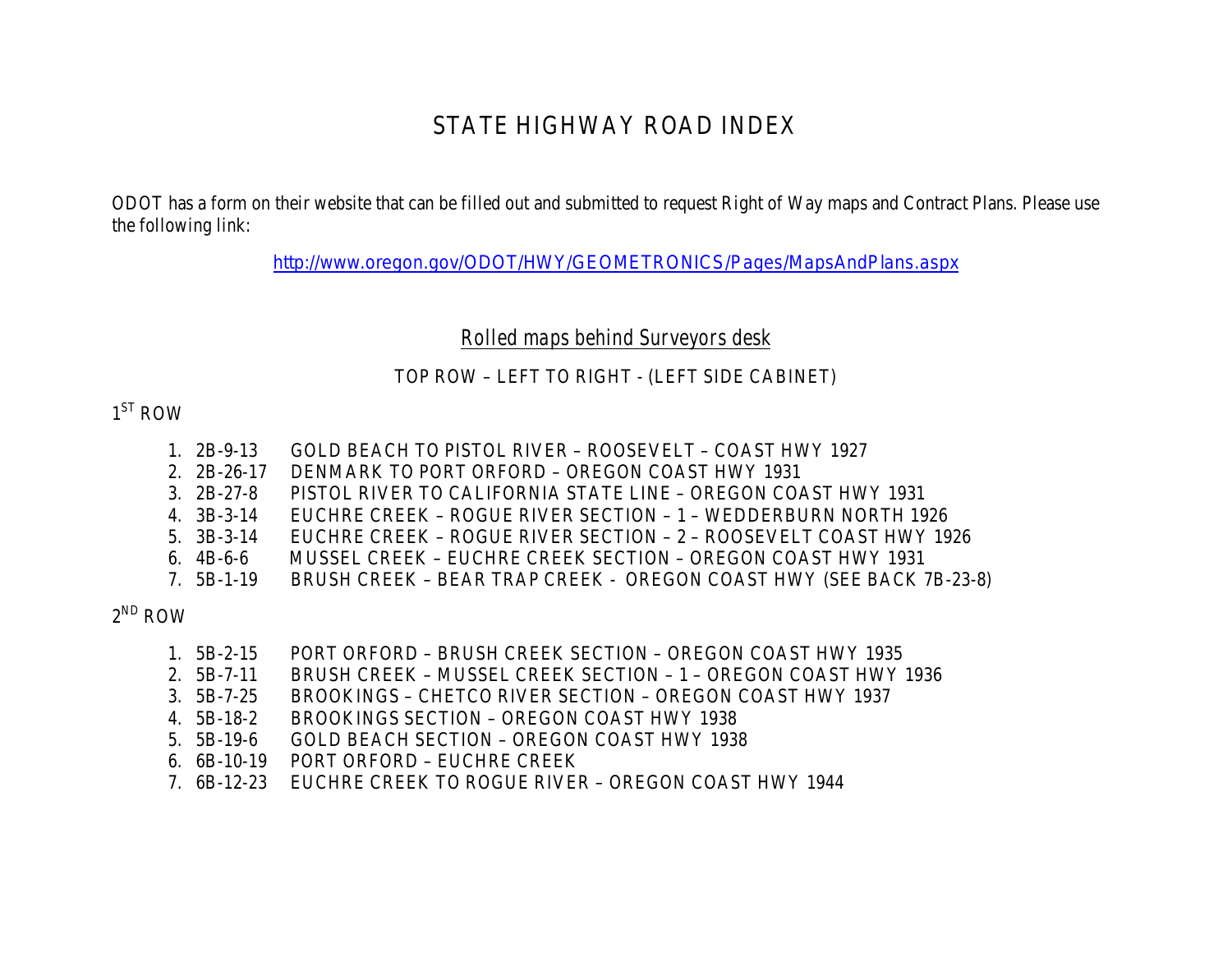# STATE HIGHWAY ROAD INDEX

ODOT has a form on their website that can be filled out and submitted to request Right of Way maps and Contract Plans. Please use the following link:

http://www.oregon.gov/ODOT/HWY/GEOMETRONICS/Pages/MapsAndPlans.aspx

## Rolled maps behind Surveyors desk

TOP ROW – LEFT TO RIGHT - (LEFT SIDE CABINET)

1ST ROW

1. 2B-9-13 GOLD BEACH TO PISTOL RIVER – ROOSEVELT – COAST HWY 1927
2. 2B-26-17 DENMARK TO PORT ORFORD – OREGON COAST HWY 1931
3. 2B-27-8 PISTOL RIVER TO CALIFORNIA STATE LINE – OREGON COAST HWY 1931
4. 3B-3-14 EUCHRE CREEK – ROGUE RIVER SECTION – 1 – WEDDERBURN NORTH 1926
5. 3B-3-14 EUCHRE CREEK – ROGUE RIVER SECTION – 2 – ROOSEVELT COAST HWY 1926
6. 4B-6-6 MUSSEL CREEK – EUCHRE CREEK SECTION – OREGON COAST HWY 1931
7. 5B-1-19 BRUSH CREEK – BEAR TRAP CREEK - OREGON COAST HWY (SEE BACK 7B-23-8)

2ND ROW

1. 5B-2-15 PORT ORFORD – BRUSH CREEK SECTION – OREGON COAST HWY 1935
2. 5B-7-11 BRUSH CREEK – MUSSEL CREEK SECTION – 1 – OREGON COAST HWY 1936
3. 5B-7-25 BROOKINGS – CHETCO RIVER SECTION – OREGON COAST HWY 1937
4. 5B-18-2 BROOKINGS SECTION – OREGON COAST HWY 1938
5. 5B-19-6 GOLD BEACH SECTION – OREGON COAST HWY 1938
6. 6B-10-19 PORT ORFORD – EUCHRE CREEK
7. 6B-12-23 EUCHRE CREEK TO ROGUE RIVER – OREGON COAST HWY 1944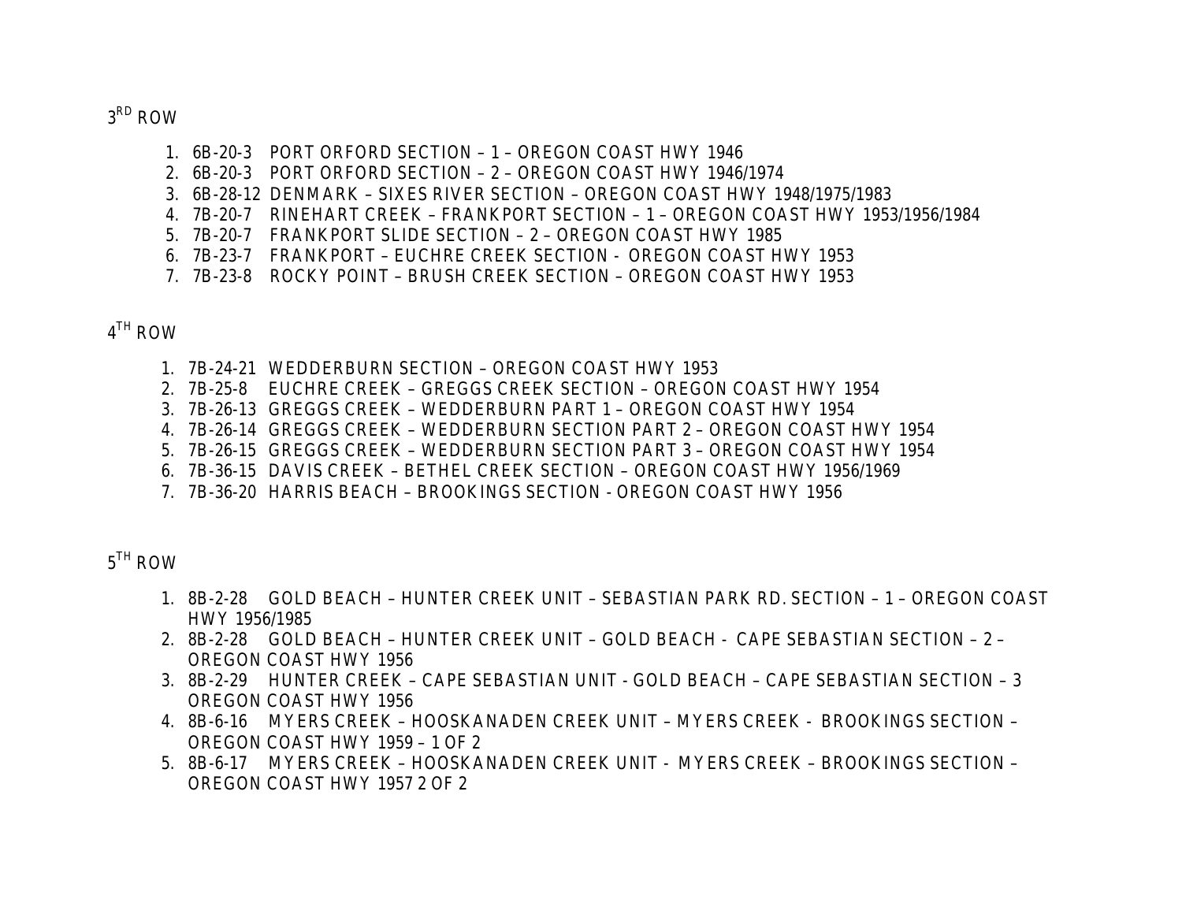3[RD] ROW

1. 6B-20-3 PORT ORFORD SECTION – 1 – OREGON COAST HWY 1946
2. 6B-20-3 PORT ORFORD SECTION – 2 – OREGON COAST HWY 1946/1974
3. 6B-28-12 DENMARK – SIXES RIVER SECTION – OREGON COAST HWY 1948/1975/1983
4. 7B-20-7 RINEHART CREEK – FRANKPORT SECTION – 1 – OREGON COAST HWY 1953/1956/1984
5. 7B-20-7 FRANKPORT SLIDE SECTION – 2 – OREGON COAST HWY 1985
6. 7B-23-7 FRANKPORT – EUCHRE CREEK SECTION - OREGON COAST HWY 1953
7. 7B-23-8 ROCKY POINT – BRUSH CREEK SECTION – OREGON COAST HWY 1953

4[TH] ROW

1. 7B-24-21 WEDDERBURN SECTION – OREGON COAST HWY 1953
2. 7B-25-8 EUCHRE CREEK – GREGGS CREEK SECTION – OREGON COAST HWY 1954
3. 7B-26-13 GREGGS CREEK – WEDDERBURN PART 1 – OREGON COAST HWY 1954
4. 7B-26-14 GREGGS CREEK – WEDDERBURN SECTION PART 2 – OREGON COAST HWY 1954
5. 7B-26-15 GREGGS CREEK – WEDDERBURN SECTION PART 3 – OREGON COAST HWY 1954
6. 7B-36-15 DAVIS CREEK – BETHEL CREEK SECTION – OREGON COAST HWY 1956/1969
7. 7B-36-20 HARRIS BEACH – BROOKINGS SECTION - OREGON COAST HWY 1956

5[TH] ROW

1. 8B-2-28 GOLD BEACH – HUNTER CREEK UNIT – SEBASTIAN PARK RD. SECTION – 1 – OREGON COAST HWY 1956/1985
2. 8B-2-28 GOLD BEACH – HUNTER CREEK UNIT – GOLD BEACH - CAPE SEBASTIAN SECTION – 2 – OREGON COAST HWY 1956
3. 8B-2-29 HUNTER CREEK – CAPE SEBASTIAN UNIT - GOLD BEACH – CAPE SEBASTIAN SECTION – 3 OREGON COAST HWY 1956
4. 8B-6-16 MYERS CREEK – HOOSKANADEN CREEK UNIT – MYERS CREEK - BROOKINGS SECTION – OREGON COAST HWY 1959 – 1 OF 2
5. 8B-6-17 MYERS CREEK – HOOSKANADEN CREEK UNIT - MYERS CREEK – BROOKINGS SECTION – OREGON COAST HWY 1957 2 OF 2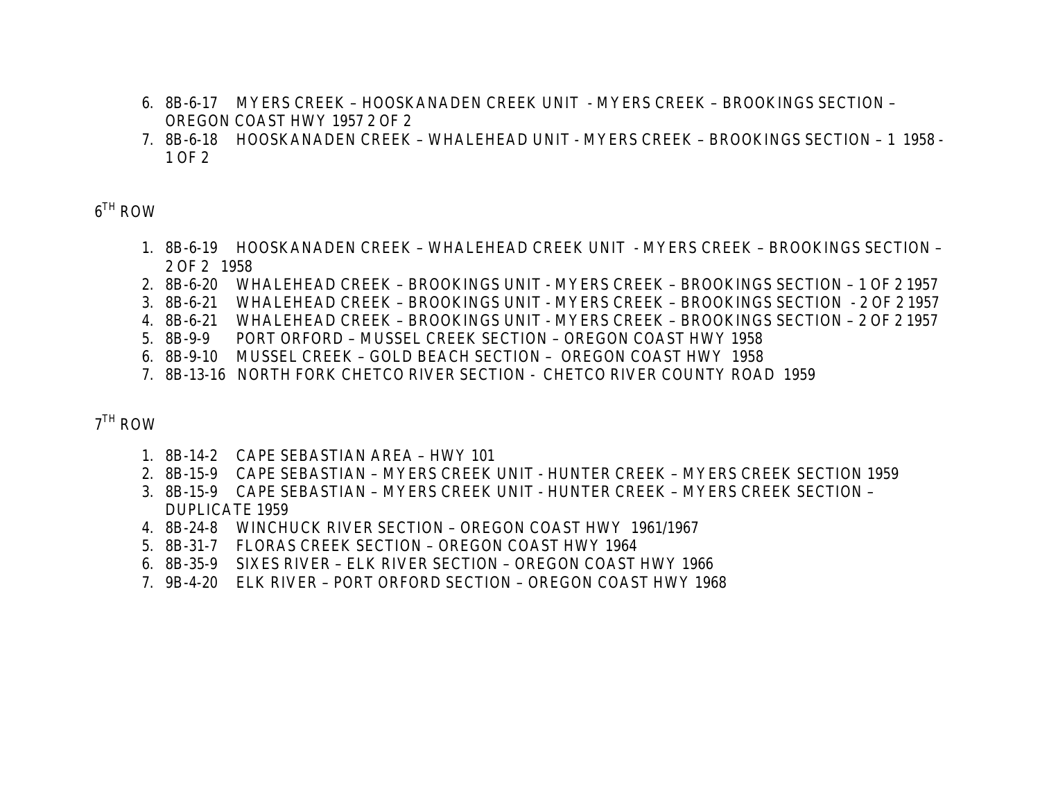6. 8B-6-17 MYERS CREEK – HOOSKANADEN CREEK UNIT - MYERS CREEK – BROOKINGS SECTION – OREGON COAST HWY 1957 2 OF 2
7. 8B-6-18 HOOSKANADEN CREEK – WHALEHEAD UNIT - MYERS CREEK – BROOKINGS SECTION – 1 1958 - 1 OF 2

6TH ROW

1. 8B-6-19 HOOSKANADEN CREEK – WHALEHEAD CREEK UNIT - MYERS CREEK – BROOKINGS SECTION – 2 OF 2 1958
2. 8B-6-20 WHALEHEAD CREEK – BROOKINGS UNIT - MYERS CREEK – BROOKINGS SECTION – 1 OF 2 1957
3. 8B-6-21 WHALEHEAD CREEK – BROOKINGS UNIT - MYERS CREEK – BROOKINGS SECTION - 2 OF 2 1957
4. 8B-6-21 WHALEHEAD CREEK – BROOKINGS UNIT - MYERS CREEK – BROOKINGS SECTION – 2 OF 2 1957
5. 8B-9-9 PORT ORFORD – MUSSEL CREEK SECTION – OREGON COAST HWY 1958
6. 8B-9-10 MUSSEL CREEK – GOLD BEACH SECTION – OREGON COAST HWY 1958
7. 8B-13-16 NORTH FORK CHETCO RIVER SECTION - CHETCO RIVER COUNTY ROAD 1959

7TH ROW

1. 8B-14-2 CAPE SEBASTIAN AREA – HWY 101
2. 8B-15-9 CAPE SEBASTIAN – MYERS CREEK UNIT - HUNTER CREEK – MYERS CREEK SECTION 1959
3. 8B-15-9 CAPE SEBASTIAN – MYERS CREEK UNIT - HUNTER CREEK – MYERS CREEK SECTION – DUPLICATE 1959
4. 8B-24-8 WINCHUCK RIVER SECTION – OREGON COAST HWY 1961/1967
5. 8B-31-7 FLORAS CREEK SECTION – OREGON COAST HWY 1964
6. 8B-35-9 SIXES RIVER – ELK RIVER SECTION – OREGON COAST HWY 1966
7. 9B-4-20 ELK RIVER – PORT ORFORD SECTION – OREGON COAST HWY 1968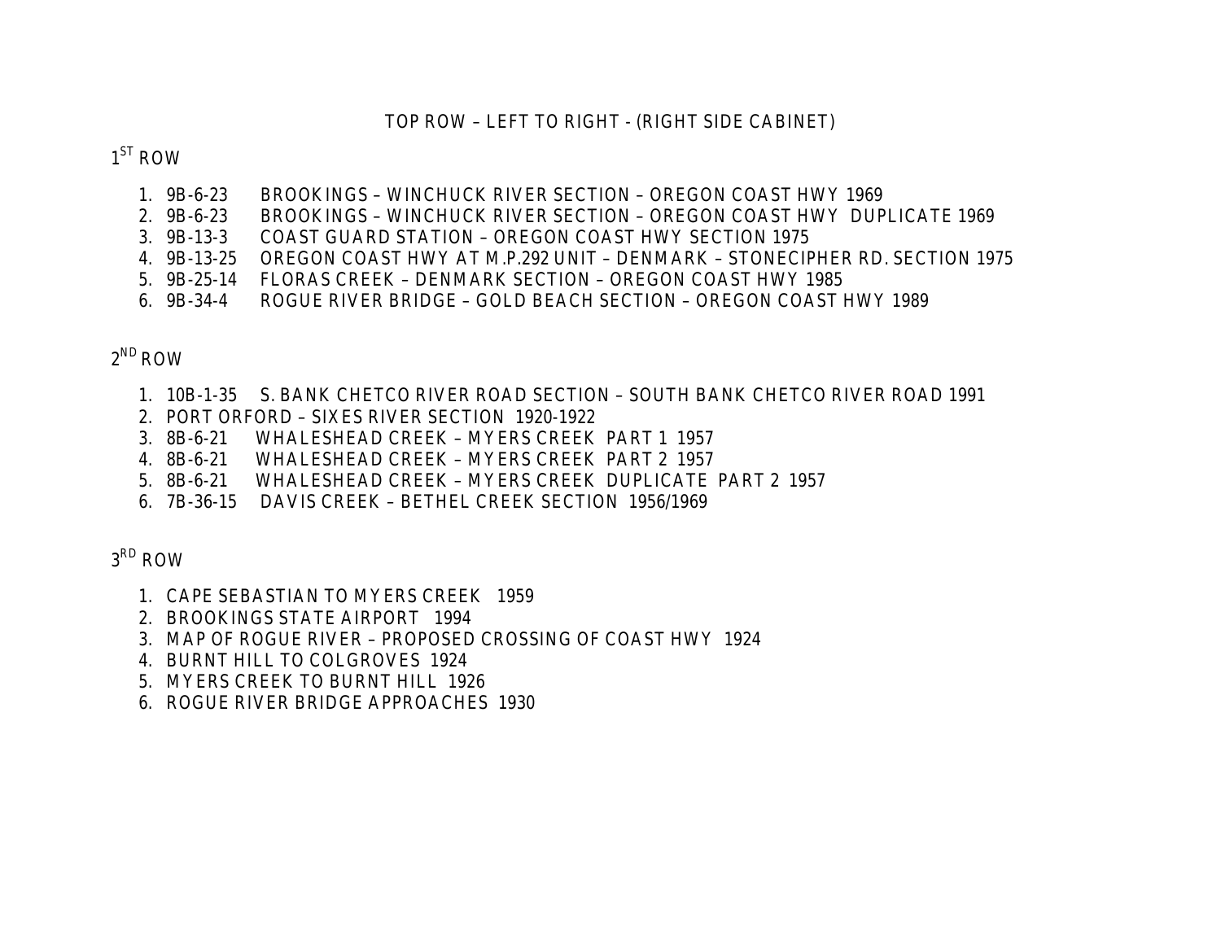TOP ROW – LEFT TO RIGHT - (RIGHT SIDE CABINET)

1ST ROW

1. 9B-6-23 BROOKINGS – WINCHUCK RIVER SECTION – OREGON COAST HWY 1969
2. 9B-6-23 BROOKINGS – WINCHUCK RIVER SECTION – OREGON COAST HWY DUPLICATE 1969
3. 9B-13-3 COAST GUARD STATION – OREGON COAST HWY SECTION 1975
4. 9B-13-25 OREGON COAST HWY AT M.P.292 UNIT – DENMARK – STONECIPHER RD. SECTION 1975
5. 9B-25-14 FLORAS CREEK – DENMARK SECTION – OREGON COAST HWY 1985
6. 9B-34-4 ROGUE RIVER BRIDGE – GOLD BEACH SECTION – OREGON COAST HWY 1989

2ND ROW

1. 10B-1-35 S. BANK CHETCO RIVER ROAD SECTION – SOUTH BANK CHETCO RIVER ROAD 1991
2. PORT ORFORD – SIXES RIVER SECTION 1920-1922
3. 8B-6-21 WHALESHEAD CREEK – MYERS CREEK PART 1 1957
4. 8B-6-21 WHALESHEAD CREEK – MYERS CREEK PART 2 1957
5. 8B-6-21 WHALESHEAD CREEK – MYERS CREEK DUPLICATE PART 2 1957
6. 7B-36-15 DAVIS CREEK – BETHEL CREEK SECTION 1956/1969

3RD ROW

1. CAPE SEBASTIAN TO MYERS CREEK 1959
2. BROOKINGS STATE AIRPORT 1994
3. MAP OF ROGUE RIVER – PROPOSED CROSSING OF COAST HWY 1924
4. BURNT HILL TO COLGROVES 1924
5. MYERS CREEK TO BURNT HILL 1926
6. ROGUE RIVER BRIDGE APPROACHES 1930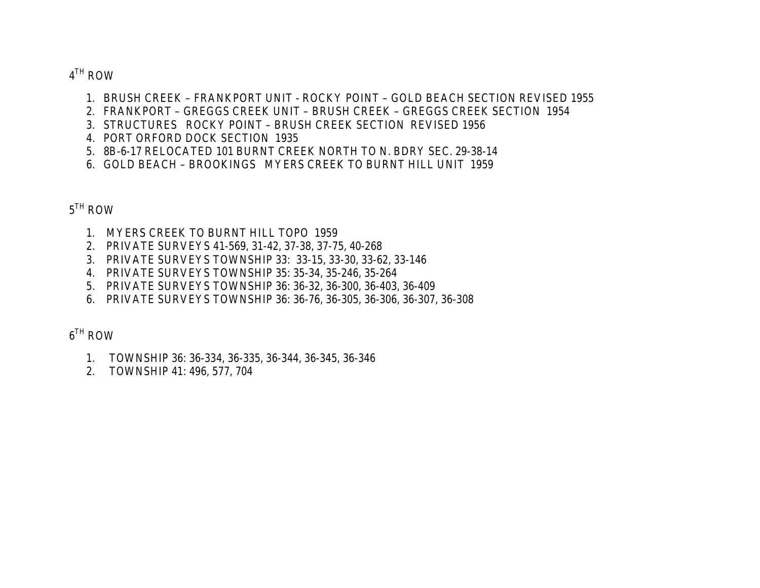4TH ROW

1. BRUSH CREEK – FRANKPORT UNIT - ROCKY POINT – GOLD BEACH SECTION REVISED 1955
2. FRANKPORT – GREGGS CREEK UNIT – BRUSH CREEK – GREGGS CREEK SECTION 1954
3. STRUCTURES ROCKY POINT – BRUSH CREEK SECTION REVISED 1956
4. PORT ORFORD DOCK SECTION 1935
5. 8B-6-17 RELOCATED 101 BURNT CREEK NORTH TO N. BDRY SEC. 29-38-14
6. GOLD BEACH – BROOKINGS MYERS CREEK TO BURNT HILL UNIT 1959

5TH ROW

1. MYERS CREEK TO BURNT HILL TOPO 1959
2. PRIVATE SURVEYS 41-569, 31-42, 37-38, 37-75, 40-268
3. PRIVATE SURVEYS TOWNSHIP 33: 33-15, 33-30, 33-62, 33-146
4. PRIVATE SURVEYS TOWNSHIP 35: 35-34, 35-246, 35-264
5. PRIVATE SURVEYS TOWNSHIP 36: 36-32, 36-300, 36-403, 36-409
6. PRIVATE SURVEYS TOWNSHIP 36: 36-76, 36-305, 36-306, 36-307, 36-308

6TH ROW

1. TOWNSHIP 36: 36-334, 36-335, 36-344, 36-345, 36-346
2. TOWNSHIP 41: 496, 577, 704